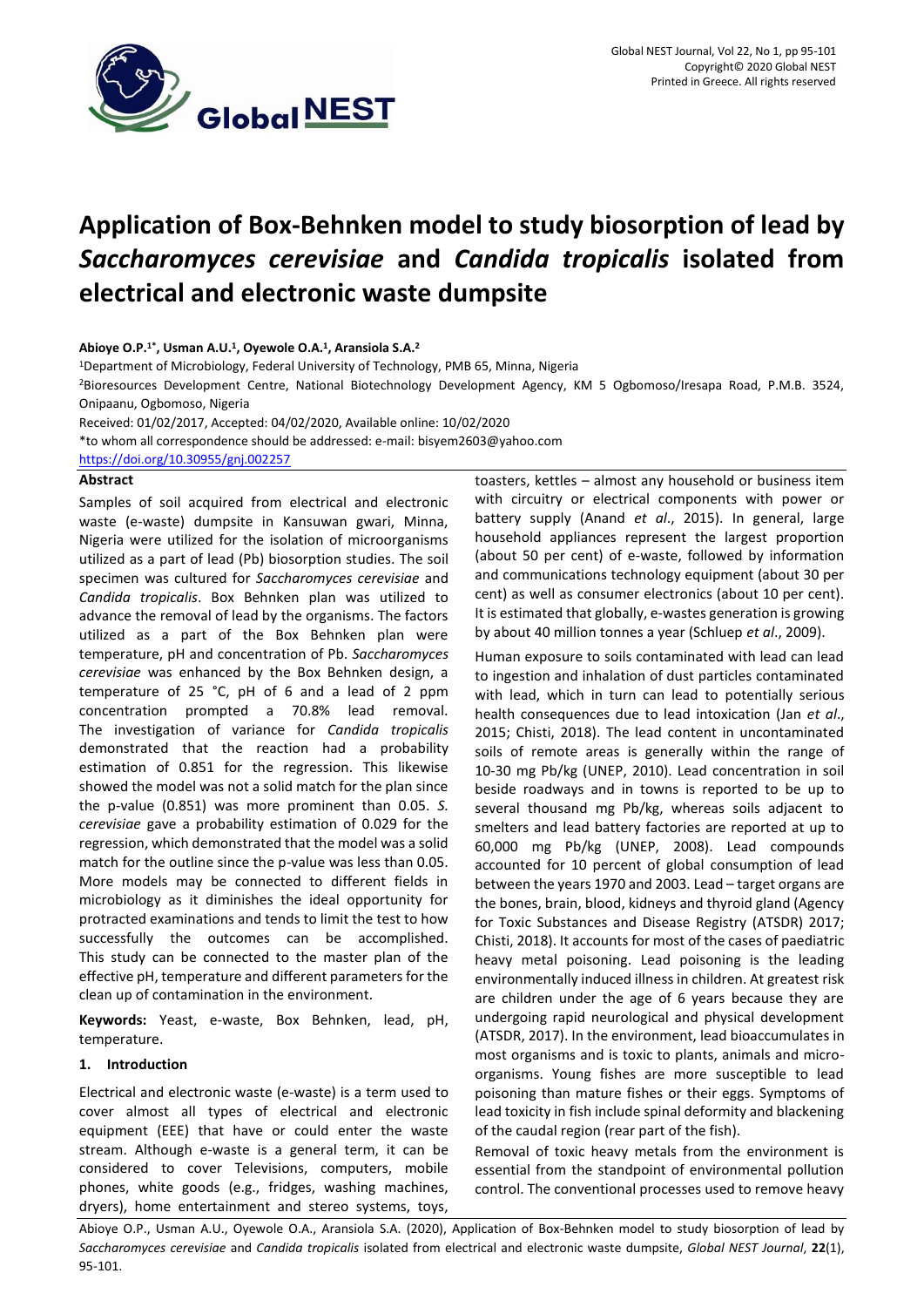# Application of Box-Behnken model to study biosorption of lead by *Saccharomyces cerevisiae* and *Candida tropicalis* isolated from electrical and electronic waste dumpsite

**Abioye O.P.[1*], Usman A.U.[1], Oyewole O.A.[1], Aransiola S.A.[2]**

[1]Department of Microbiology, Federal University of Technology, PMB 65, Minna, Nigeria

[2]Bioresources Development Centre, National Biotechnology Development Agency, KM 5 Ogbomoso/Iresapa Road, P.M.B. 3524, Onipaanu, Ogbomoso, Nigeria

Received: 01/02/2017, Accepted: 04/02/2020, Available online: 10/02/2020

*to whom all correspondence should be addressed: e-mail: bisyem2603@yahoo.com

https://doi.org/10.30955/gnj.002257

## Abstract

Samples of soil acquired from electrical and electronic waste (e-waste) dumpsite in Kansuwan gwari, Minna, Nigeria were utilized for the isolation of microorganisms utilized as a part of lead (Pb) biosorption studies. The soil specimen was cultured for *Saccharomyces cerevisiae* and *Candida tropicalis*. Box Behnken plan was utilized to advance the removal of lead by the organisms. The factors utilized as a part of the Box Behnken plan were temperature, pH and concentration of Pb. *Saccharomyces cerevisiae* was enhanced by the Box Behnken design, a temperature of 25 °C, pH of 6 and a lead of 2 ppm concentration prompted a 70.8% lead removal. The investigation of variance for *Candida tropicalis* demonstrated that the reaction had a probability estimation of 0.851 for the regression. This likewise showed the model was not a solid match for the plan since the p-value (0.851) was more prominent than 0.05. *S. cerevisiae* gave a probability estimation of 0.029 for the regression, which demonstrated that the model was a solid match for the outline since the p-value was less than 0.05. More models may be connected to different fields in microbiology as it diminishes the ideal opportunity for protracted examinations and tends to limit the test to how successfully the outcomes can be accomplished. This study can be connected to the master plan of the effective pH, temperature and different parameters for the clean up of contamination in the environment.

**Keywords:** Yeast, e-waste, Box Behnken, lead, pH, temperature.

## 1. Introduction

Electrical and electronic waste (e-waste) is a term used to cover almost all types of electrical and electronic equipment (EEE) that have or could enter the waste stream. Although e-waste is a general term, it can be considered to cover Televisions, computers, mobile phones, white goods (e.g., fridges, washing machines, dryers), home entertainment and stereo systems, toys, toasters, kettles – almost any household or business item with circuitry or electrical components with power or battery supply (Anand *et al*., 2015). In general, large household appliances represent the largest proportion (about 50 per cent) of e-waste, followed by information and communications technology equipment (about 30 per cent) as well as consumer electronics (about 10 per cent). It is estimated that globally, e-wastes generation is growing by about 40 million tonnes a year (Schluep *et al*., 2009).

Human exposure to soils contaminated with lead can lead to ingestion and inhalation of dust particles contaminated with lead, which in turn can lead to potentially serious health consequences due to lead intoxication (Jan *et al*., 2015; Chisti, 2018). The lead content in uncontaminated soils of remote areas is generally within the range of 10-30 mg Pb/kg (UNEP, 2010). Lead concentration in soil beside roadways and in towns is reported to be up to several thousand mg Pb/kg, whereas soils adjacent to smelters and lead battery factories are reported at up to 60,000 mg Pb/kg (UNEP, 2008). Lead compounds accounted for 10 percent of global consumption of lead between the years 1970 and 2003. Lead – target organs are the bones, brain, blood, kidneys and thyroid gland (Agency for Toxic Substances and Disease Registry (ATSDR) 2017; Chisti, 2018). It accounts for most of the cases of paediatric heavy metal poisoning. Lead poisoning is the leading environmentally induced illness in children. At greatest risk are children under the age of 6 years because they are undergoing rapid neurological and physical development (ATSDR, 2017). In the environment, lead bioaccumulates in most organisms and is toxic to plants, animals and micro-organisms. Young fishes are more susceptible to lead poisoning than mature fishes or their eggs. Symptoms of lead toxicity in fish include spinal deformity and blackening of the caudal region (rear part of the fish).

Removal of toxic heavy metals from the environment is essential from the standpoint of environmental pollution control. The conventional processes used to remove heavy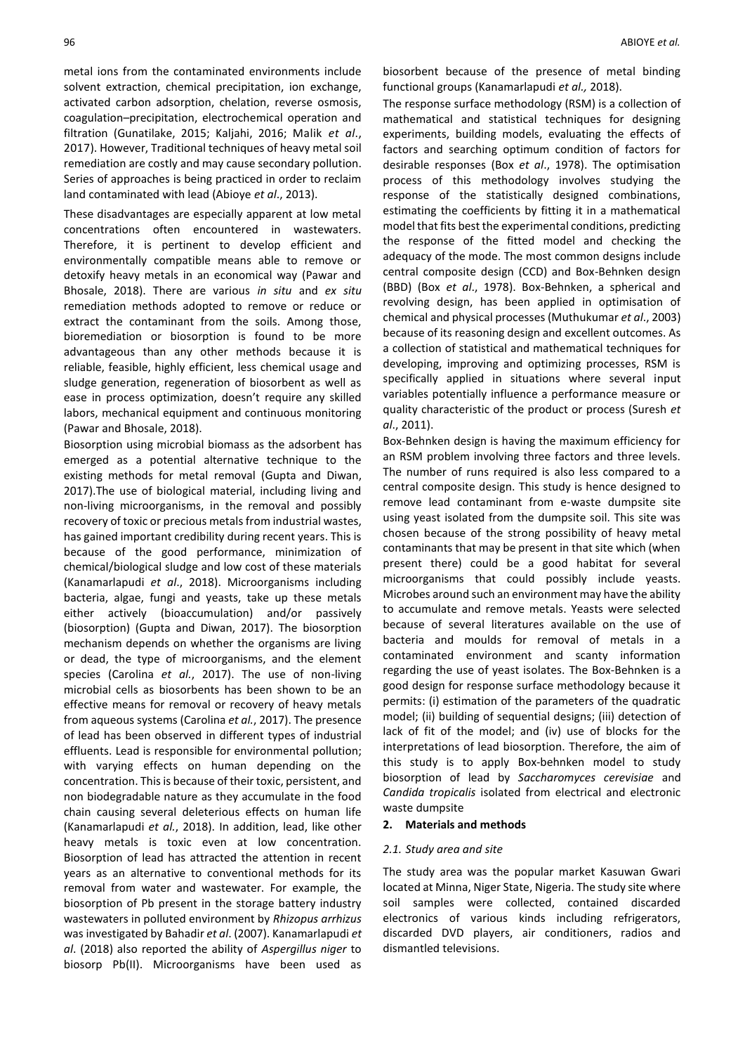metal ions from the contaminated environments include solvent extraction, chemical precipitation, ion exchange, activated carbon adsorption, chelation, reverse osmosis, coagulation–precipitation, electrochemical operation and filtration (Gunatilake, 2015; Kaljahi, 2016; Malik *et al*., 2017). However, Traditional techniques of heavy metal soil remediation are costly and may cause secondary pollution. Series of approaches is being practiced in order to reclaim land contaminated with lead (Abioye *et al*., 2013).

These disadvantages are especially apparent at low metal concentrations often encountered in wastewaters. Therefore, it is pertinent to develop efficient and environmentally compatible means able to remove or detoxify heavy metals in an economical way (Pawar and Bhosale, 2018). There are various *in situ* and *ex situ* remediation methods adopted to remove or reduce or extract the contaminant from the soils. Among those, bioremediation or biosorption is found to be more advantageous than any other methods because it is reliable, feasible, highly efficient, less chemical usage and sludge generation, regeneration of biosorbent as well as ease in process optimization, doesn't require any skilled labors, mechanical equipment and continuous monitoring (Pawar and Bhosale, 2018).

Biosorption using microbial biomass as the adsorbent has emerged as a potential alternative technique to the existing methods for metal removal (Gupta and Diwan, 2017).The use of biological material, including living and non-living microorganisms, in the removal and possibly recovery of toxic or precious metals from industrial wastes, has gained important credibility during recent years. This is because of the good performance, minimization of chemical/biological sludge and low cost of these materials (Kanamarlapudi *et al*., 2018). Microorganisms including bacteria, algae, fungi and yeasts, take up these metals either actively (bioaccumulation) and/or passively (biosorption) (Gupta and Diwan, 2017). The biosorption mechanism depends on whether the organisms are living or dead, the type of microorganisms, and the element species (Carolina *et al.*, 2017). The use of non-living microbial cells as biosorbents has been shown to be an effective means for removal or recovery of heavy metals from aqueous systems (Carolina *et al.*, 2017). The presence of lead has been observed in different types of industrial effluents. Lead is responsible for environmental pollution; with varying effects on human depending on the concentration. This is because of their toxic, persistent, and non biodegradable nature as they accumulate in the food chain causing several deleterious effects on human life (Kanamarlapudi *et al.*, 2018). In addition, lead, like other heavy metals is toxic even at low concentration. Biosorption of lead has attracted the attention in recent years as an alternative to conventional methods for its removal from water and wastewater. For example, the biosorption of Pb present in the storage battery industry wastewaters in polluted environment by *Rhizopus arrhizus* was investigated by Bahadir *et al*. (2007). Kanamarlapudi *et al*. (2018) also reported the ability of *Aspergillus niger* to biosorp Pb(II). Microorganisms have been used as biosorbent because of the presence of metal binding functional groups (Kanamarlapudi *et al.,* 2018).

The response surface methodology (RSM) is a collection of mathematical and statistical techniques for designing experiments, building models, evaluating the effects of factors and searching optimum condition of factors for desirable responses (Box *et al*., 1978). The optimisation process of this methodology involves studying the response of the statistically designed combinations, estimating the coefficients by fitting it in a mathematical model that fits best the experimental conditions, predicting the response of the fitted model and checking the adequacy of the mode. The most common designs include central composite design (CCD) and Box-Behnken design (BBD) (Box *et al*., 1978). Box-Behnken, a spherical and revolving design, has been applied in optimisation of chemical and physical processes (Muthukumar *et al*., 2003) because of its reasoning design and excellent outcomes. As a collection of statistical and mathematical techniques for developing, improving and optimizing processes, RSM is specifically applied in situations where several input variables potentially influence a performance measure or quality characteristic of the product or process (Suresh *et al*., 2011).

Box-Behnken design is having the maximum efficiency for an RSM problem involving three factors and three levels. The number of runs required is also less compared to a central composite design. This study is hence designed to remove lead contaminant from e-waste dumpsite site using yeast isolated from the dumpsite soil. This site was chosen because of the strong possibility of heavy metal contaminants that may be present in that site which (when present there) could be a good habitat for several microorganisms that could possibly include yeasts. Microbes around such an environment may have the ability to accumulate and remove metals. Yeasts were selected because of several literatures available on the use of bacteria and moulds for removal of metals in a contaminated environment and scanty information regarding the use of yeast isolates. The Box-Behnken is a good design for response surface methodology because it permits: (i) estimation of the parameters of the quadratic model; (ii) building of sequential designs; (iii) detection of lack of fit of the model; and (iv) use of blocks for the interpretations of lead biosorption. Therefore, the aim of this study is to apply Box-behnken model to study biosorption of lead by *Saccharomyces cerevisiae* and *Candida tropicalis* isolated from electrical and electronic waste dumpsite

## 2. Materials and methods

### *2.1. Study area and site*

The study area was the popular market Kasuwan Gwari located at Minna, Niger State, Nigeria. The study site where soil samples were collected, contained discarded electronics of various kinds including refrigerators, discarded DVD players, air conditioners, radios and dismantled televisions.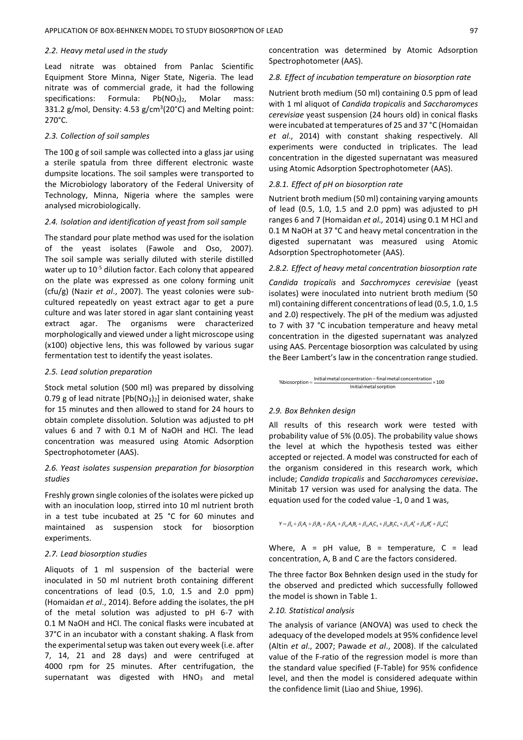### 2.2. Heavy metal used in the study

Lead nitrate was obtained from Panlac Scientific Equipment Store Minna, Niger State, Nigeria. The lead nitrate was of commercial grade, it had the following specifications: Formula: $Pb(NO_3)_2$, Molar mass: 331.2 g/mol, Density: 4.53 g/cm$^3$(20°C) and Melting point: 270°C.

### 2.3. Collection of soil samples

The 100 g of soil sample was collected into a glass jar using a sterile spatula from three different electronic waste dumpsite locations. The soil samples were transported to the Microbiology laboratory of the Federal University of Technology, Minna, Nigeria where the samples were analysed microbiologically.

### 2.4. Isolation and identification of yeast from soil sample

The standard pour plate method was used for the isolation of the yeast isolates (Fawole and Oso, 2007). The soil sample was serially diluted with sterile distilled water up to $10^{-5}$ dilution factor. Each colony that appeared on the plate was expressed as one colony forming unit (cfu/g) (Nazir *et al*., 2007). The yeast colonies were sub-cultured repeatedly on yeast extract agar to get a pure culture and was later stored in agar slant containing yeast extract agar. The organisms were characterized morphologically and viewed under a light microscope using (x100) objective lens, this was followed by various sugar fermentation test to identify the yeast isolates.

### 2.5. Lead solution preparation

Stock metal solution (500 ml) was prepared by dissolving 0.79 g of lead nitrate [$Pb(NO_3)_2$] in deionised water, shake for 15 minutes and then allowed to stand for 24 hours to obtain complete dissolution. Solution was adjusted to pH values 6 and 7 with 0.1 M of NaOH and HCl. The lead concentration was measured using Atomic Adsorption Spectrophotometer (AAS).

### 2.6. Yeast isolates suspension preparation for biosorption studies

Freshly grown single colonies of the isolates were picked up with an inoculation loop, stirred into 10 ml nutrient broth in a test tube incubated at 25 °C for 60 minutes and maintained as suspension stock for biosorption experiments.

### 2.7. Lead biosorption studies

Aliquots of 1 ml suspension of the bacterial were inoculated in 50 ml nutrient broth containing different concentrations of lead (0.5, 1.0, 1.5 and 2.0 ppm) (Homaidan *et al*., 2014). Before adding the isolates, the pH of the metal solution was adjusted to pH 6-7 with 0.1 M NaOH and HCl. The conical flasks were incubated at 37°C in an incubator with a constant shaking. A flask from the experimental setup was taken out every week (i.e. after 7, 14, 21 and 28 days) and were centrifuged at 4000 rpm for 25 minutes. After centrifugation, the supernatant was digested with $HNO_3$ and metal concentration was determined by Atomic Adsorption Spectrophotometer (AAS).

### 2.8. Effect of incubation temperature on biosorption rate

Nutrient broth medium (50 ml) containing 0.5 ppm of lead with 1 ml aliquot of *Candida tropicalis* and *Saccharomyces cerevisiae* yeast suspension (24 hours old) in conical flasks were incubated at temperatures of 25 and 37 °C (Homaidan *et al*., 2014) with constant shaking respectively. All experiments were conducted in triplicates. The lead concentration in the digested supernatant was measured using Atomic Adsorption Spectrophotometer (AAS).

#### 2.8.1. Effect of pH on biosorption rate

Nutrient broth medium (50 ml) containing varying amounts of lead (0.5, 1.0, 1.5 and 2.0 ppm) was adjusted to pH ranges 6 and 7 (Homaidan *et al.,* 2014) using 0.1 M HCl and 0.1 M NaOH at 37 °C and heavy metal concentration in the digested supernatant was measured using Atomic Adsorption Spectrophotometer (AAS).

#### 2.8.2. Effect of heavy metal concentration biosorption rate

*Candida tropicalis* and *Sacchromyces cerevisiae* (yeast isolates) were inoculated into nutrient broth medium (50 ml) containing different concentrations of lead (0.5, 1.0, 1.5 and 2.0) respectively. The pH of the medium was adjusted to 7 with 37 °C incubation temperature and heavy metal concentration in the digested supernatant was analyzed using AAS. Percentage biosorption was calculated by using the Beer Lambert's law in the concentration range studied.

$$\%\text{biosorption} = \frac{\text{Initial metal concentration} - \text{final metal concentration}}{\text{Initial metal sorption}} \times 100$$

### 2.9. Box Behnken design

All results of this research work were tested with probability value of 5% (0.05). The probability value shows the level at which the hypothesis tested was either accepted or rejected. A model was constructed for each of the organism considered in this research work, which include; *Candida tropicalis* and *Saccharomyces cerevisiae***.** Minitab 17 version was used for analysing the data. The equation used for the coded value -1, 0 and 1 was,

$$Y = \beta_0 + \beta_1 A_1 + \beta_2 B_2 + \beta_3 A_3 + \beta_{12} A_1 B_2 + \beta_{13} A_1 C_3 + \beta_{23} B_2 C_3 + \beta_{11} A_1^2 + \beta_{22} B_2^2 + \beta_{33} C_3^2$$

Where, A = pH value, B = temperature, C = lead concentration, A, B and C are the factors considered.

The three factor Box Behnken design used in the study for the observed and predicted which successfully followed the model is shown in Table 1.

### 2.10. Statistical analysis

The analysis of variance (ANOVA) was used to check the adequacy of the developed models at 95% confidence level (Altin *et al*., 2007; Pawade *et al*., 2008). If the calculated value of the F-ratio of the regression model is more than the standard value specified (F-Table) for 95% confidence level, and then the model is considered adequate within the confidence limit (Liao and Shiue, 1996).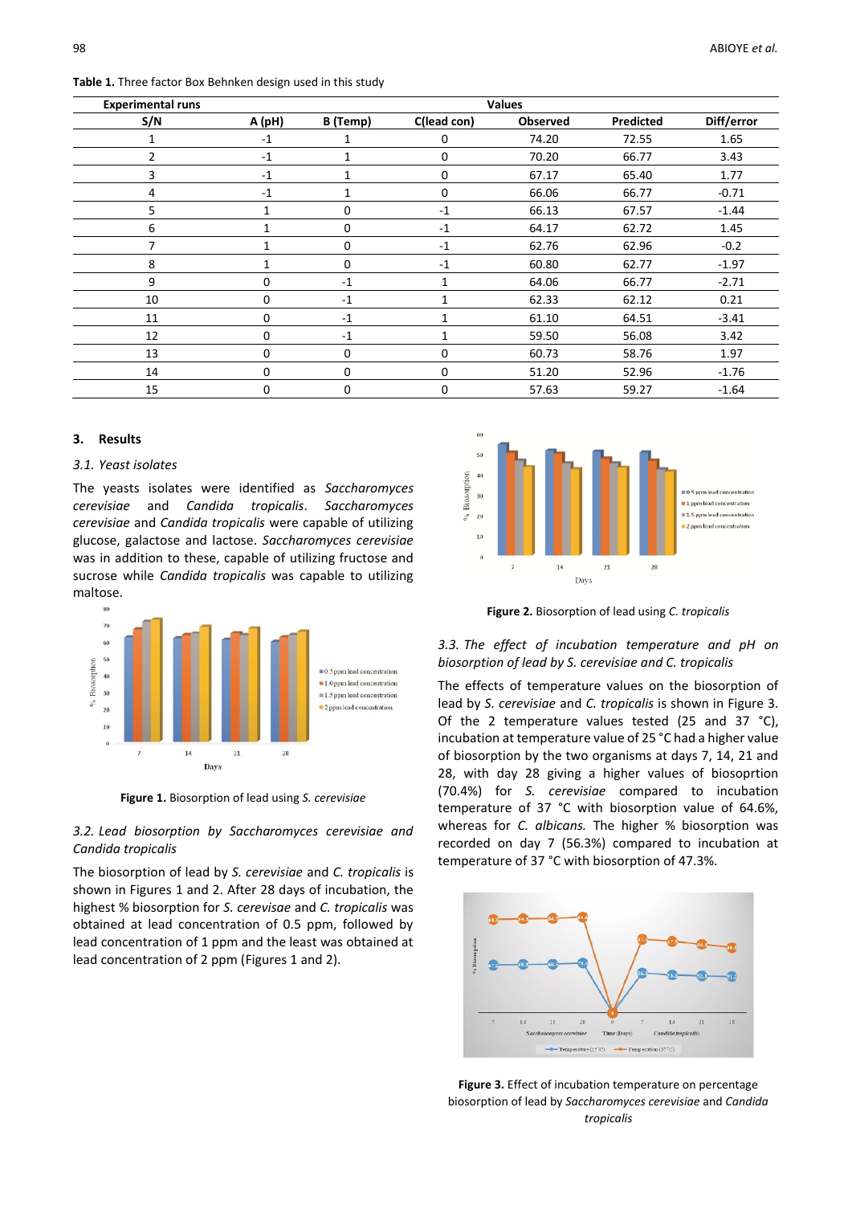**Table 1.** Three factor Box Behnken design used in this study

| Experimental runs | | | | Values | | |
|---|---|---|---|---|---|---|
| S/N | A (pH) | B (Temp) | C(lead con) | Observed | Predicted | Diff/error |
| 1 | -1 | 1 | 0 | 74.20 | 72.55 | 1.65 |
| 2 | -1 | 1 | 0 | 70.20 | 66.77 | 3.43 |
| 3 | -1 | 1 | 0 | 67.17 | 65.40 | 1.77 |
| 4 | -1 | 1 | 0 | 66.06 | 66.77 | -0.71 |
| 5 | 1 | 0 | -1 | 66.13 | 67.57 | -1.44 |
| 6 | 1 | 0 | -1 | 64.17 | 62.72 | 1.45 |
| 7 | 1 | 0 | -1 | 62.76 | 62.96 | -0.2 |
| 8 | 1 | 0 | -1 | 60.80 | 62.77 | -1.97 |
| 9 | 0 | -1 | 1 | 64.06 | 66.77 | -2.71 |
| 10 | 0 | -1 | 1 | 62.33 | 62.12 | 0.21 |
| 11 | 0 | -1 | 1 | 61.10 | 64.51 | -3.41 |
| 12 | 0 | -1 | 1 | 59.50 | 56.08 | 3.42 |
| 13 | 0 | 0 | 0 | 60.73 | 58.76 | 1.97 |
| 14 | 0 | 0 | 0 | 51.20 | 52.96 | -1.76 |
| 15 | 0 | 0 | 0 | 57.63 | 59.27 | -1.64 |

## 3. Results

### 3.1. Yeast isolates

The yeasts isolates were identified as *Saccharomyces cerevisiae* and *Candida tropicals*. *Saccharomyces cerevisiae* and *Candida tropicalis* were capable of utilizing glucose, galactose and lactose. *Saccharomyces cerevisiae* was in addition to these, capable of utilizing fructose and sucrose while *Candida tropicalis* was capable to utilizing maltose.

**Figure 1.** Biosorption of lead using *S. cerevisiae*

### 3.2. Lead biosorption by Saccharomyces cerevisiae and Candida tropicalis

The biosorption of lead by *S. cerevisiae* and *C. tropicalis* is shown in Figures 1 and 2. After 28 days of incubation, the highest % biosorption for *S. cerevisae* and *C. tropicalis* was obtained at lead concentration of 0.5 ppm, followed by lead concentration of 1 ppm and the least was obtained at lead concentration of 2 ppm (Figures 1 and 2).

**Figure 2.** Biosorption of lead using *C. tropicalis*

### 3.3. The effect of incubation temperature and pH on biosorption of lead by S. cerevisiae and C. tropicalis

The effects of temperature values on the biosorption of lead by *S. cerevisiae* and *C. tropicalis* is shown in Figure 3. Of the 2 temperature values tested (25 and 37 °C), incubation at temperature value of 25 °C had a higher value of biosorption by the two organisms at days 7, 14, 21 and 28, with day 28 giving a higher values of biosoprtion (70.4%) for *S. cerevisiae* compared to incubation temperature of 37 °C with biosorption value of 64.6%, whereas for *C. albicans.* The higher % biosorption was recorded on day 7 (56.3%) compared to incubation at temperature of 37 °C with biosorption of 47.3%.

**Figure 3.** Effect of incubation temperature on percentage biosorption of lead by *Saccharomyces cerevisiae* and *Candida tropicalis*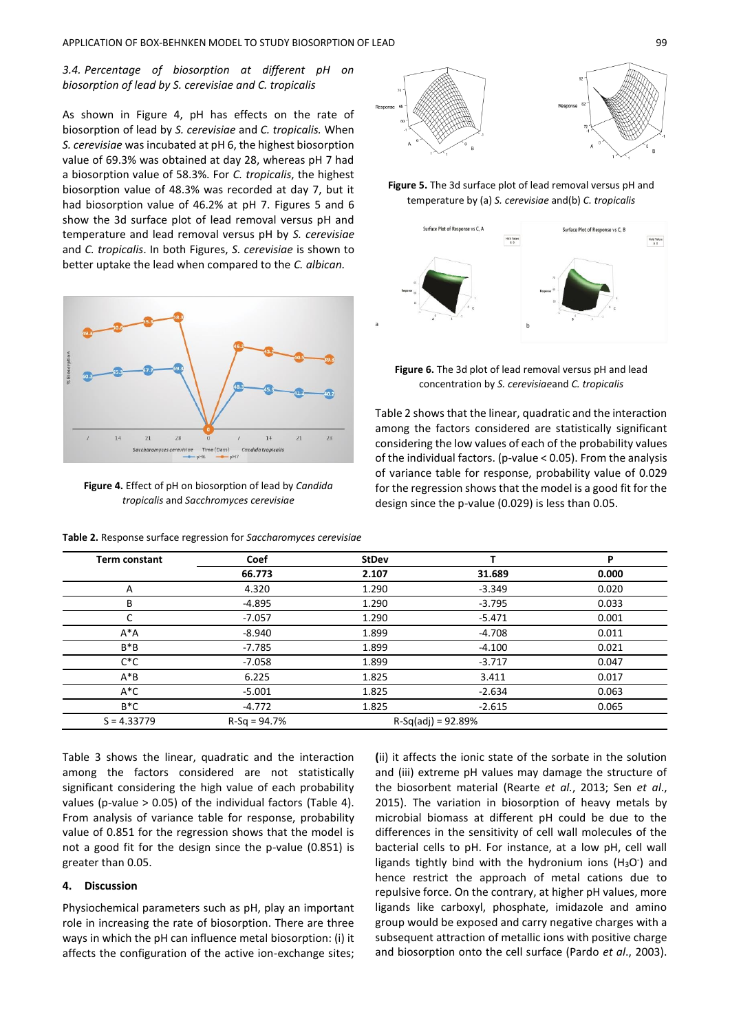*3.4. Percentage of biosorption at different pH on biosorption of lead by S. cerevisiae and C. tropicalis*

As shown in Figure 4, pH has effects on the rate of biosorption of lead by *S. cerevisiae* and *C. tropicalis.* When *S. cerevisiae* was incubated at pH 6, the highest biosorption value of 69.3% was obtained at day 28, whereas pH 7 had a biosorption value of 58.3%. For *C. tropicalis*, the highest biosorption value of 48.3% was recorded at day 7, but it had biosorption value of 46.2% at pH 7. Figures 5 and 6 show the 3d surface plot of lead removal versus pH and temperature and lead removal versus pH by *S. cerevisiae* and *C. tropicalis*. In both Figures, *S. cerevisiae* is shown to better uptake the lead when compared to the *C. albican.*

**Figure 4.** Effect of pH on biosorption of lead by *Candida tropicalis* and *Sacchromyces cerevisiae*

**Figure 5.** The 3d surface plot of lead removal versus pH and temperature by (a) *S. cerevisiae* and(b) *C. tropicalis*

**Figure 6.** The 3d plot of lead removal versus pH and lead concentration by *S. cerevisiae*and *C. tropicalis*

Table 2 shows that the linear, quadratic and the interaction among the factors considered are statistically significant considering the low values of each of the probability values of the individual factors. (p-value < 0.05). From the analysis of variance table for response, probability value of 0.029 for the regression shows that the model is a good fit for the design since the p-value (0.029) is less than 0.05.

**Table 2.** Response surface regression for *Saccharomyces cerevisiae*

| Term constant | Coef | StDev | T | P |
|---|---|---|---|---|
| | **66.773** | **2.107** | **31.689** | **0.000** |
| A | 4.320 | 1.290 | -3.349 | 0.020 |
| B | -4.895 | 1.290 | -3.795 | 0.033 |
| C | -7.057 | 1.290 | -5.471 | 0.001 |
| A*A | -8.940 | 1.899 | -4.708 | 0.011 |
| B*B | -7.785 | 1.899 | -4.100 | 0.021 |
| C*C | -7.058 | 1.899 | -3.717 | 0.047 |
| A*B | 6.225 | 1.825 | 3.411 | 0.017 |
| A*C | -5.001 | 1.825 | -2.634 | 0.063 |
| B*C | -4.772 | 1.825 | -2.615 | 0.065 |
| S = 4.33779 | R-Sq = 94.7% | R-Sq(adj) = 92.89% | | |

Table 3 shows the linear, quadratic and the interaction among the factors considered are not statistically significant considering the high value of each probability values (p-value > 0.05) of the individual factors (Table 4). From analysis of variance table for response, probability value of 0.851 for the regression shows that the model is not a good fit for the design since the p-value (0.851) is greater than 0.05.

## 4. Discussion

Physiochemical parameters such as pH, play an important role in increasing the rate of biosorption. There are three ways in which the pH can influence metal biosorption: (i) it affects the configuration of the active ion-exchange sites; (ii) it affects the ionic state of the sorbate in the solution and (iii) extreme pH values may damage the structure of the biosorbent material (Rearte *et al.*, 2013; Sen *et al.*, 2015). The variation in biosorption of heavy metals by microbial biomass at different pH could be due to the differences in the sensitivity of cell wall molecules of the bacterial cells to pH. For instance, at a low pH, cell wall ligands tightly bind with the hydronium ions ($H_3O^-$) and hence restrict the approach of metal cations due to repulsive force. On the contrary, at higher pH values, more ligands like carboxyl, phosphate, imidazole and amino group would be exposed and carry negative charges with a subsequent attraction of metallic ions with positive charge and biosorption onto the cell surface (Pardo *et al*., 2003).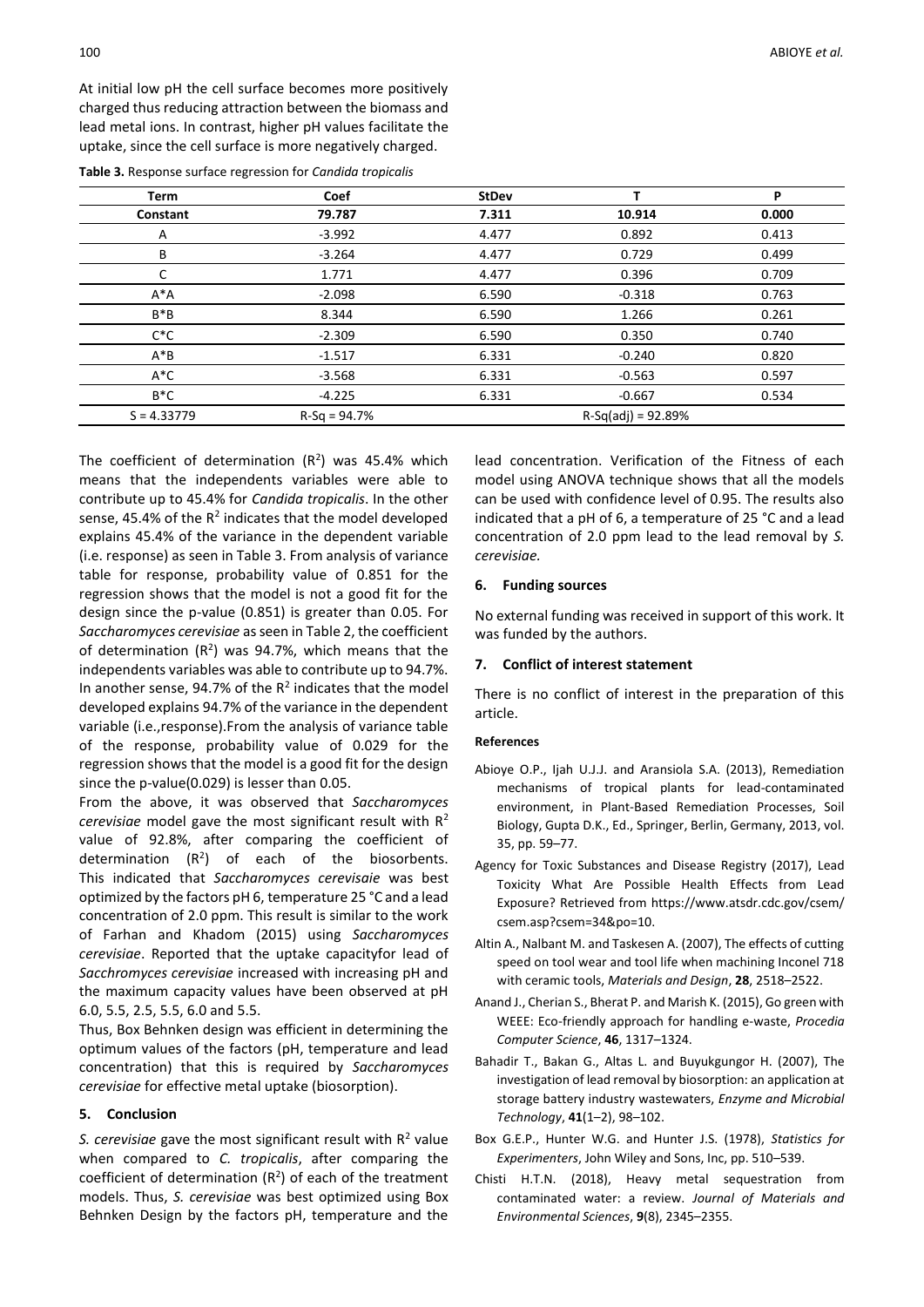At initial low pH the cell surface becomes more positively charged thus reducing attraction between the biomass and lead metal ions. In contrast, higher pH values facilitate the uptake, since the cell surface is more negatively charged.

**Table 3.** Response surface regression for *Candida tropicalis*

| Term | Coef | StDev | T | P |
|---|---|---|---|---|
| **Constant** | **79.787** | **7.311** | **10.914** | **0.000** |
| A | -3.992 | 4.477 | 0.892 | 0.413 |
| B | -3.264 | 4.477 | 0.729 | 0.499 |
| C | 1.771 | 4.477 | 0.396 | 0.709 |
| A*A | -2.098 | 6.590 | -0.318 | 0.763 |
| B*B | 8.344 | 6.590 | 1.266 | 0.261 |
| C*C | -2.309 | 6.590 | 0.350 | 0.740 |
| A*B | -1.517 | 6.331 | -0.240 | 0.820 |
| A*C | -3.568 | 6.331 | -0.563 | 0.597 |
| B*C | -4.225 | 6.331 | -0.667 | 0.534 |
| S = 4.33779 | R-Sq = 94.7% | | R-Sq(adj) = 92.89% | |

The coefficient of determination ($R^2$) was 45.4% which means that the independents variables were able to contribute up to 45.4% for *Candida tropicalis*. In the other sense, 45.4% of the $R^2$ indicates that the model developed explains 45.4% of the variance in the dependent variable (i.e. response) as seen in Table 3. From analysis of variance table for response, probability value of 0.851 for the regression shows that the model is not a good fit for the design since the p-value (0.851) is greater than 0.05. For *Saccharomyces cerevisiae* as seen in Table 2, the coefficient of determination ($R^2$) was 94.7%, which means that the independents variables was able to contribute up to 94.7%. In another sense, 94.7% of the $R^2$ indicates that the model developed explains 94.7% of the variance in the dependent variable (i.e.,response).From the analysis of variance table of the response, probability value of 0.029 for the regression shows that the model is a good fit for the design since the p-value(0.029) is lesser than 0.05.

From the above, it was observed that *Saccharomyces cerevisiae* model gave the most significant result with $R^2$ value of 92.8%, after comparing the coefficient of determination ($R^2$) of each of the biosorbents. This indicated that *Saccharomyces cerevisaie* was best optimized by the factors pH 6, temperature 25 °C and a lead concentration of 2.0 ppm. This result is similar to the work of Farhan and Khadom (2015) using *Saccharomyces cerevisiae*. Reported that the uptake capacityfor lead of *Sacchromyces cerevisiae* increased with increasing pH and the maximum capacity values have been observed at pH 6.0, 5.5, 2.5, 5.5, 6.0 and 5.5.

Thus, Box Behnken design was efficient in determining the optimum values of the factors (pH, temperature and lead concentration) that this is required by *Saccharomyces cerevisiae* for effective metal uptake (biosorption).

## 5. Conclusion

*S. cerevisiae* gave the most significant result with $R^2$ value when compared to *C. tropicalis*, after comparing the coefficient of determination ($R^2$) of each of the treatment models. Thus, *S. cerevisiae* was best optimized using Box Behnken Design by the factors pH, temperature and the lead concentration. Verification of the Fitness of each model using ANOVA technique shows that all the models can be used with confidence level of 0.95. The results also indicated that a pH of 6, a temperature of 25 °C and a lead concentration of 2.0 ppm lead to the lead removal by *S. cerevisiae.*

## 6. Funding sources

No external funding was received in support of this work. It was funded by the authors.

## 7. Conflict of interest statement

There is no conflict of interest in the preparation of this article.

### References

- Abioye O.P., Ijah U.J.J. and Aransiola S.A. (2013), Remediation mechanisms of tropical plants for lead-contaminated environment, in Plant-Based Remediation Processes, Soil Biology, Gupta D.K., Ed., Springer, Berlin, Germany, 2013, vol. 35, pp. 59–77.
- Agency for Toxic Substances and Disease Registry (2017), Lead Toxicity What Are Possible Health Effects from Lead Exposure? Retrieved from https://www.atsdr.cdc.gov/csem/csem.asp?csem=34&po=10.
- Altin A., Nalbant M. and Taskesen A. (2007), The effects of cutting speed on tool wear and tool life when machining Inconel 718 with ceramic tools, *Materials and Design*, **28**, 2518–2522.
- Anand J., Cherian S., Bherat P. and Marish K. (2015), Go green with WEEE: Eco-friendly approach for handling e-waste, *Procedia Computer Science*, **46**, 1317–1324.
- Bahadir T., Bakan G., Altas L. and Buyukgungor H. (2007), The investigation of lead removal by biosorption: an application at storage battery industry wastewaters, *Enzyme and Microbial Technology*, **41**(1–2), 98–102.
- Box G.E.P., Hunter W.G. and Hunter J.S. (1978), *Statistics for Experimenters*, John Wiley and Sons, Inc, pp. 510–539.
- Chisti H.T.N. (2018), Heavy metal sequestration from contaminated water: a review. *Journal of Materials and Environmental Sciences*, **9**(8), 2345–2355.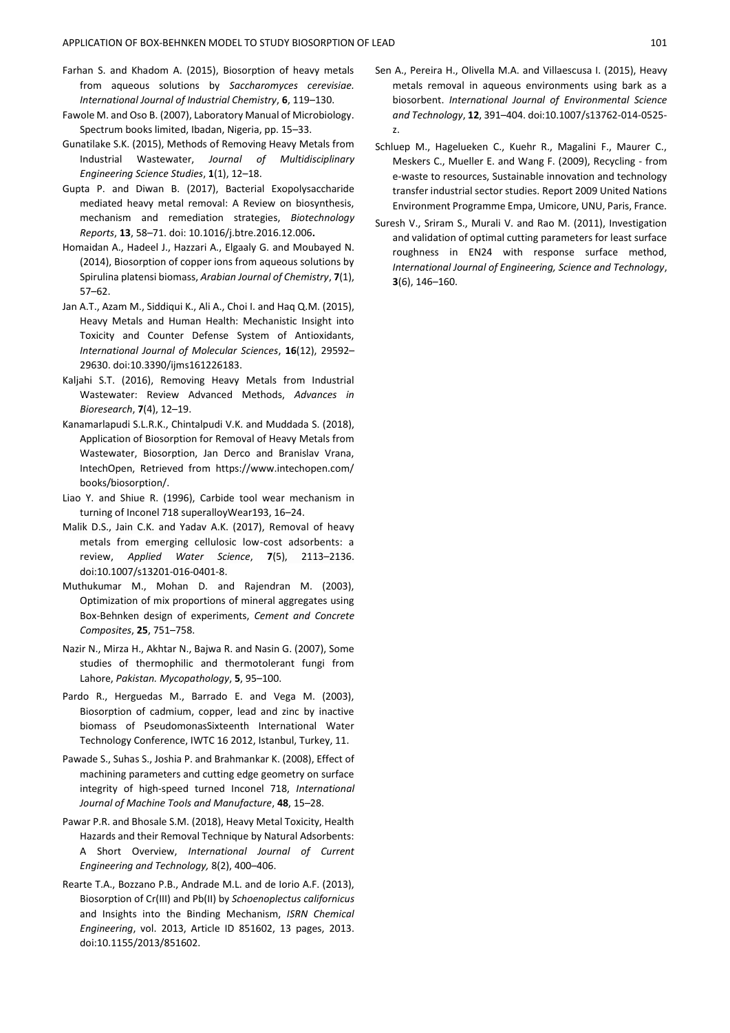Farhan S. and Khadom A. (2015), Biosorption of heavy metals from aqueous solutions by *Saccharomyces cerevisiae. International Journal of Industrial Chemistry*, **6**, 119–130.

Fawole M. and Oso B. (2007), Laboratory Manual of Microbiology. Spectrum books limited, Ibadan, Nigeria, pp. 15–33.

Gunatilake S.K. (2015), Methods of Removing Heavy Metals from Industrial Wastewater, *Journal of Multidisciplinary Engineering Science Studies*, **1**(1), 12–18.

Gupta P. and Diwan B. (2017), Bacterial Exopolysaccharide mediated heavy metal removal: A Review on biosynthesis, mechanism and remediation strategies, *Biotechnology Reports*, **13**, 58–71. doi: 10.1016/j.btre.2016.12.006**.**

Homaidan A., Hadeel J., Hazzari A., Elgaaly G. and Moubayed N. (2014), Biosorption of copper ions from aqueous solutions by Spirulina platensi biomass, *Arabian Journal of Chemistry*, **7**(1), 57–62.

Jan A.T., Azam M., Siddiqui K., Ali A., Choi I. and Haq Q.M. (2015), Heavy Metals and Human Health: Mechanistic Insight into Toxicity and Counter Defense System of Antioxidants, *International Journal of Molecular Sciences*, **16**(12), 29592–29630. doi:10.3390/ijms161226183.

Kaljahi S.T. (2016), Removing Heavy Metals from Industrial Wastewater: Review Advanced Methods, *Advances in Bioresearch*, **7**(4), 12–19.

Kanamarlapudi S.L.R.K., Chintalpudi V.K. and Muddada S. (2018), Application of Biosorption for Removal of Heavy Metals from Wastewater, Biosorption, Jan Derco and Branislav Vrana, IntechOpen, Retrieved from https://www.intechopen.com/books/biosorption/.

Liao Y. and Shiue R. (1996), Carbide tool wear mechanism in turning of Inconel 718 superalloyWear193, 16–24.

Malik D.S., Jain C.K. and Yadav A.K. (2017), Removal of heavy metals from emerging cellulosic low-cost adsorbents: a review, *Applied Water Science*, **7**(5), 2113–2136. doi:10.1007/s13201-016-0401-8.

Muthukumar M., Mohan D. and Rajendran M. (2003), Optimization of mix proportions of mineral aggregates using Box-Behnken design of experiments, *Cement and Concrete Composites*, **25**, 751–758.

Nazir N., Mirza H., Akhtar N., Bajwa R. and Nasin G. (2007), Some studies of thermophilic and thermotolerant fungi from Lahore, *Pakistan. Mycopathology*, **5**, 95–100.

Pardo R., Herguedas M., Barrado E. and Vega M. (2003), Biosorption of cadmium, copper, lead and zinc by inactive biomass of PseudomonasSixteenth International Water Technology Conference, IWTC 16 2012, Istanbul, Turkey, 11.

Pawade S., Suhas S., Joshia P. and Brahmankar K. (2008), Effect of machining parameters and cutting edge geometry on surface integrity of high-speed turned Inconel 718, *International Journal of Machine Tools and Manufacture*, **48**, 15–28.

Pawar P.R. and Bhosale S.M. (2018), Heavy Metal Toxicity, Health Hazards and their Removal Technique by Natural Adsorbents: A Short Overview, *International Journal of Current Engineering and Technology,* 8(2), 400–406.

Rearte T.A., Bozzano P.B., Andrade M.L. and de Iorio A.F. (2013), Biosorption of Cr(III) and Pb(II) by *Schoenoplectus californicus* and Insights into the Binding Mechanism, *ISRN Chemical Engineering*, vol. 2013, Article ID 851602, 13 pages, 2013. doi:10.1155/2013/851602.

Sen A., Pereira H., Olivella M.A. and Villaescusa I. (2015), Heavy metals removal in aqueous environments using bark as a biosorbent. *International Journal of Environmental Science and Technology*, **12**, 391–404. doi:10.1007/s13762-014-0525-z.

Schluep M., Hagelueken C., Kuehr R., Magalini F., Maurer C., Meskers C., Mueller E. and Wang F. (2009), Recycling - from e-waste to resources, Sustainable innovation and technology transfer industrial sector studies. Report 2009 United Nations Environment Programme Empa, Umicore, UNU, Paris, France.

Suresh V., Sriram S., Murali V. and Rao M. (2011), Investigation and validation of optimal cutting parameters for least surface roughness in EN24 with response surface method, *International Journal of Engineering, Science and Technology*, **3**(6), 146–160.